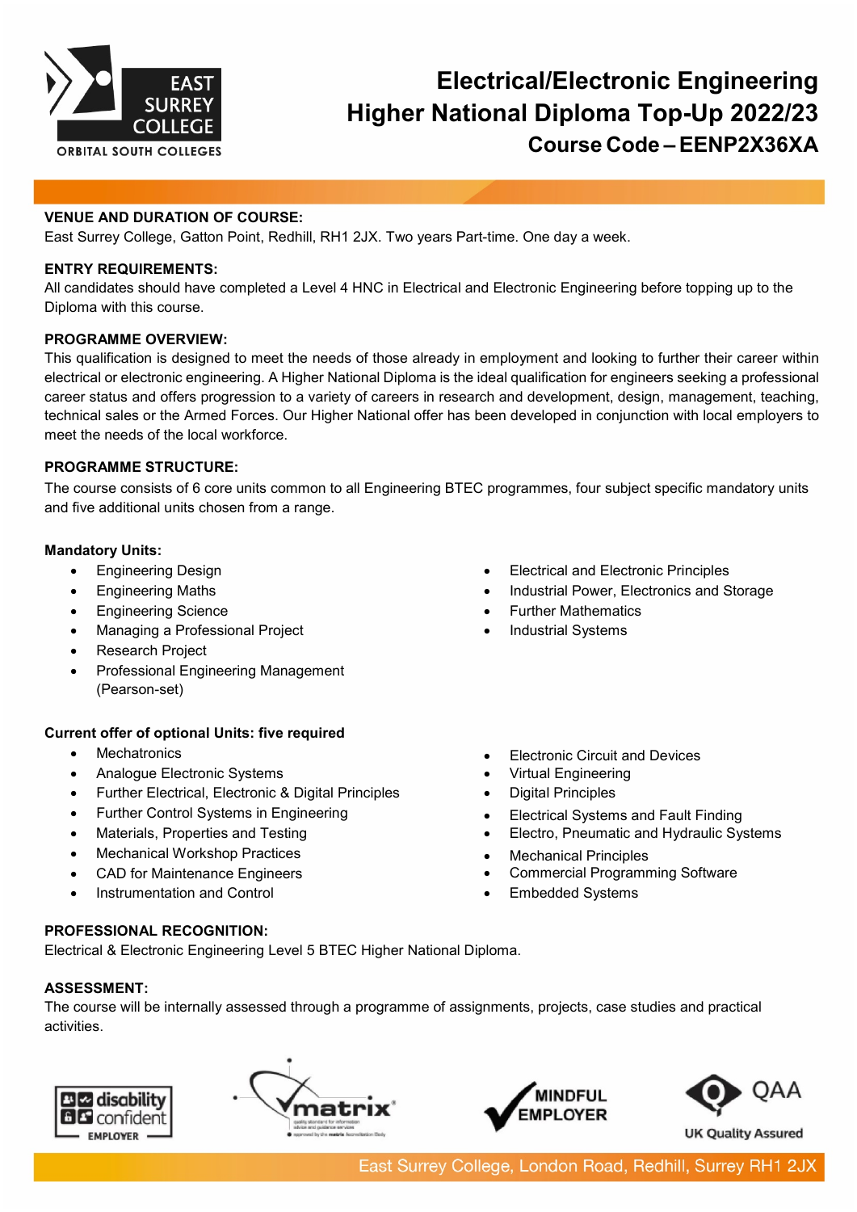# Electrical/Electronic Engineering Higher National Diploma Top-Up 2022/23

## Course Code – EENP2X36XA

**VENUE AND DURATION OF COURSE:**
East Surrey College, Gatton Point, Redhill, RH1 2JX. Two years Part-time. One day a week.

**ENTRY REQUIREMENTS:**
All candidates should have completed a Level 4 HNC in Electrical and Electronic Engineering before topping up to the Diploma with this course.

**PROGRAMME OVERVIEW:**
This qualification is designed to meet the needs of those already in employment and looking to further their career within electrical or electronic engineering. A Higher National Diploma is the ideal qualification for engineers seeking a professional career status and offers progression to a variety of careers in research and development, design, management, teaching, technical sales or the Armed Forces. Our Higher National offer has been developed in conjunction with local employers to meet the needs of the local workforce.

**PROGRAMME STRUCTURE:**
The course consists of 6 core units common to all Engineering BTEC programmes, four subject specific mandatory units and five additional units chosen from a range.

**Mandatory Units:**

- Engineering Design
- Engineering Maths
- Engineering Science
- Managing a Professional Project
- Research Project
- Professional Engineering Management (Pearson-set)
- Electrical and Electronic Principles
- Industrial Power, Electronics and Storage
- Further Mathematics
- Industrial Systems

**Current offer of optional Units: five required**

- Mechatronics
- Analogue Electronic Systems
- Further Electrical, Electronic & Digital Principles
- Further Control Systems in Engineering
- Materials, Properties and Testing
- Mechanical Workshop Practices
- CAD for Maintenance Engineers
- Instrumentation and Control
- Electronic Circuit and Devices
- Virtual Engineering
- Digital Principles
- Electrical Systems and Fault Finding
- Electro, Pneumatic and Hydraulic Systems
- Mechanical Principles
- Commercial Programming Software
- Embedded Systems

**PROFESSIONAL RECOGNITION:**
Electrical & Electronic Engineering Level 5 BTEC Higher National Diploma.

**ASSESSMENT:**
The course will be internally assessed through a programme of assignments, projects, case studies and practical activities.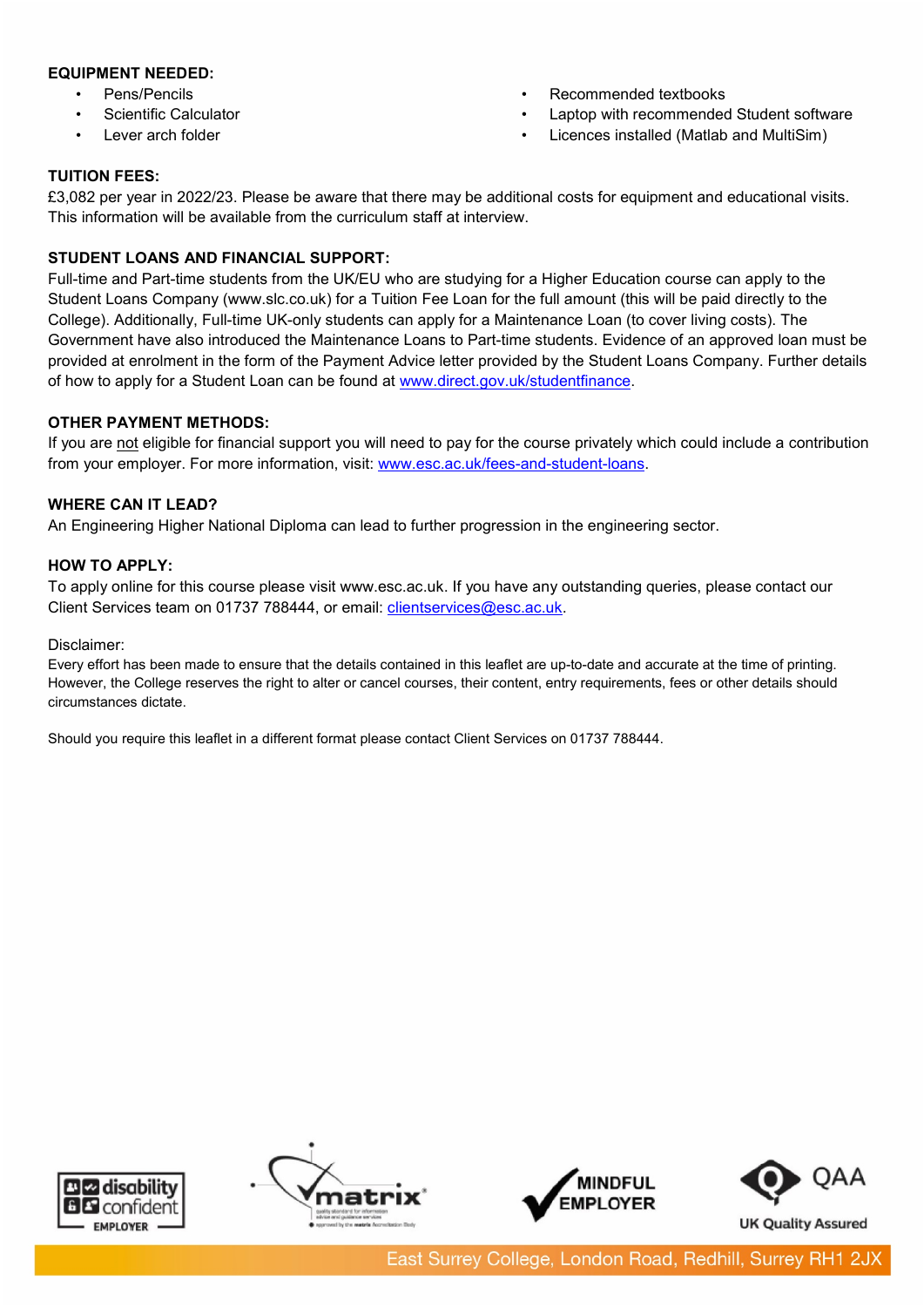**EQUIPMENT NEEDED:**

- Pens/Pencils
- Scientific Calculator
- Lever arch folder
- Recommended textbooks
- Laptop with recommended Student software
- Licences installed (Matlab and MultiSim)

**TUITION FEES:**

£3,082 per year in 2022/23. Please be aware that there may be additional costs for equipment and educational visits. This information will be available from the curriculum staff at interview.

**STUDENT LOANS AND FINANCIAL SUPPORT:**

Full-time and Part-time students from the UK/EU who are studying for a Higher Education course can apply to the Student Loans Company (www.slc.co.uk) for a Tuition Fee Loan for the full amount (this will be paid directly to the College). Additionally, Full-time UK-only students can apply for a Maintenance Loan (to cover living costs). The Government have also introduced the Maintenance Loans to Part-time students. Evidence of an approved loan must be provided at enrolment in the form of the Payment Advice letter provided by the Student Loans Company. Further details of how to apply for a Student Loan can be found at www.direct.gov.uk/studentfinance.

**OTHER PAYMENT METHODS:**

If you are not eligible for financial support you will need to pay for the course privately which could include a contribution from your employer. For more information, visit: www.esc.ac.uk/fees-and-student-loans.

**WHERE CAN IT LEAD?**

An Engineering Higher National Diploma can lead to further progression in the engineering sector.

**HOW TO APPLY:**

To apply online for this course please visit www.esc.ac.uk. If you have any outstanding queries, please contact our Client Services team on 01737 788444, or email: clientservices@esc.ac.uk.

Disclaimer:

Every effort has been made to ensure that the details contained in this leaflet are up-to-date and accurate at the time of printing. However, the College reserves the right to alter or cancel courses, their content, entry requirements, fees or other details should circumstances dictate.

Should you require this leaflet in a different format please contact Client Services on 01737 788444.

disability confident EMPLOYER

matrix

MINDFUL EMPLOYER

QAA UK Quality Assured

East Surrey College, London Road, Redhill, Surrey RH1 2JX